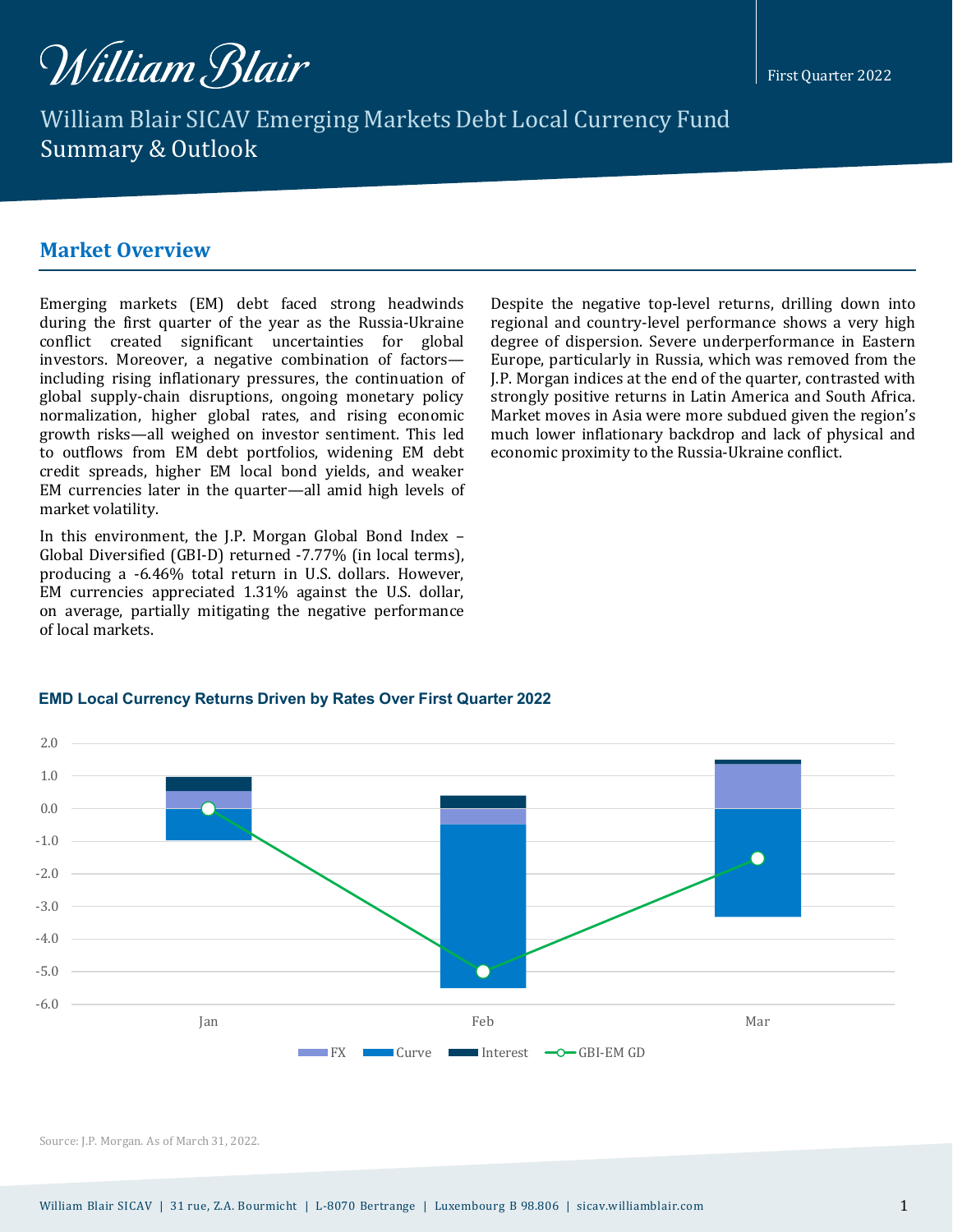William Blair

First Quarter 2022

# William Blair SICAV Emerging Markets Debt Local Currency Fund
## Summary & Outlook

## Market Overview

Emerging markets (EM) debt faced strong headwinds during the first quarter of the year as the Russia-Ukraine conflict created significant uncertainties for global investors. Moreover, a negative combination of factors—including rising inflationary pressures, the continuation of global supply-chain disruptions, ongoing monetary policy normalization, higher global rates, and rising economic growth risks—all weighed on investor sentiment. This led to outflows from EM debt portfolios, widening EM debt credit spreads, higher EM local bond yields, and weaker EM currencies later in the quarter—all amid high levels of market volatility.

In this environment, the J.P. Morgan Global Bond Index – Global Diversified (GBI-D) returned -7.77% (in local terms), producing a -6.46% total return in U.S. dollars. However, EM currencies appreciated 1.31% against the U.S. dollar, on average, partially mitigating the negative performance of local markets.

Despite the negative top-level returns, drilling down into regional and country-level performance shows a very high degree of dispersion. Severe underperformance in Eastern Europe, particularly in Russia, which was removed from the J.P. Morgan indices at the end of the quarter, contrasted with strongly positive returns in Latin America and South Africa. Market moves in Asia were more subdued given the region's much lower inflationary backdrop and lack of physical and economic proximity to the Russia-Ukraine conflict.

**EMD Local Currency Returns Driven by Rates Over First Quarter 2022**

(Chart: monthly stacked bars for FX, Curve, Interest, with GBI-EM GD line; Jan, Feb, Mar; y-axis -6.0 to 2.0)

Source: J.P. Morgan. As of March 31, 2022.

William Blair SICAV | 31 rue, Z.A. Bourmicht | L-8070 Bertrange | Luxembourg B 98.806 | sicav.williamblair.com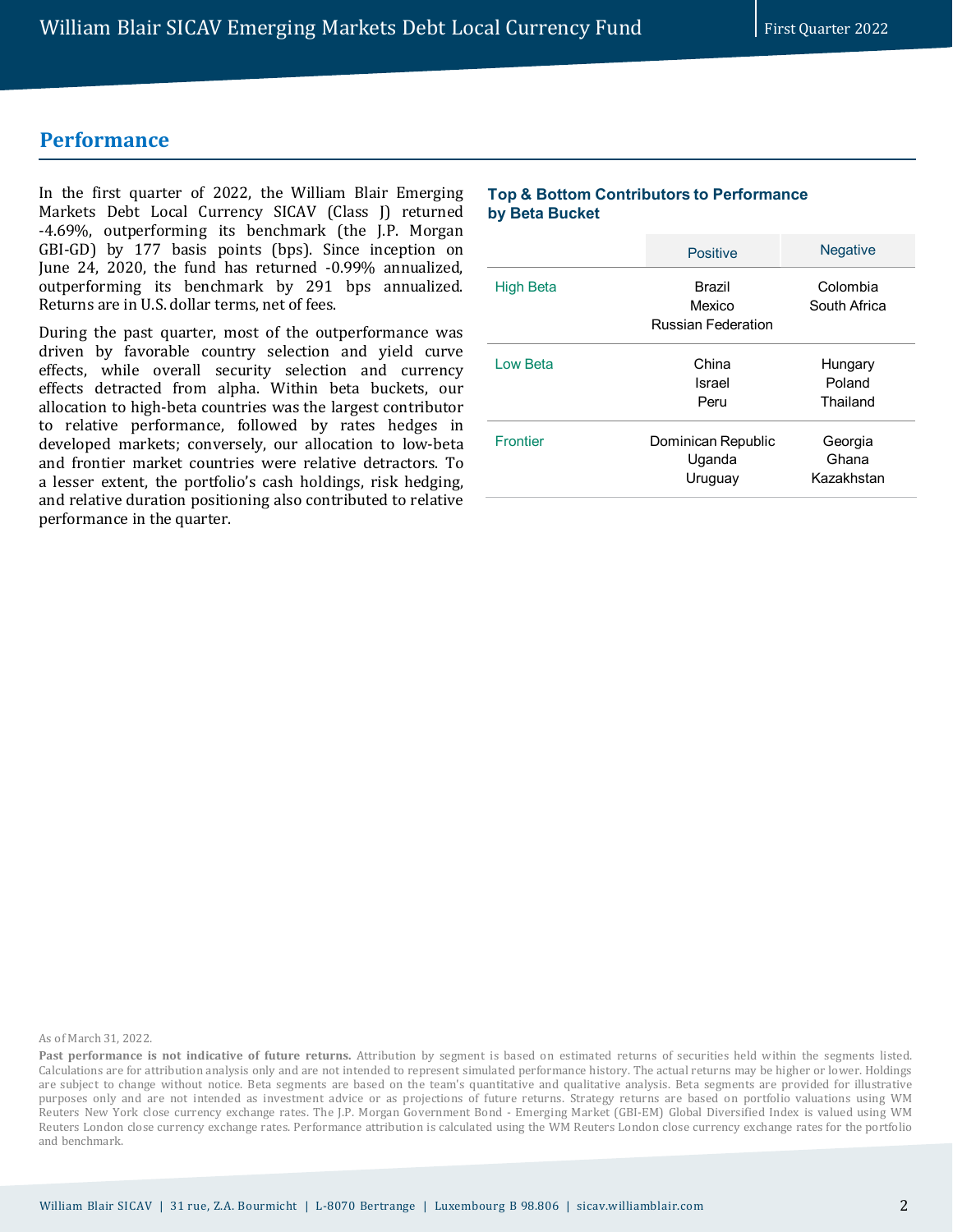## Performance

In the first quarter of 2022, the William Blair Emerging Markets Debt Local Currency SICAV (Class J) returned -4.69%, outperforming its benchmark (the J.P. Morgan GBI-GD) by 177 basis points (bps). Since inception on June 24, 2020, the fund has returned -0.99% annualized, outperforming its benchmark by 291 bps annualized. Returns are in U.S. dollar terms, net of fees.

During the past quarter, most of the outperformance was driven by favorable country selection and yield curve effects, while overall security selection and currency effects detracted from alpha. Within beta buckets, our allocation to high-beta countries was the largest contributor to relative performance, followed by rates hedges in developed markets; conversely, our allocation to low-beta and frontier market countries were relative detractors. To a lesser extent, the portfolio's cash holdings, risk hedging, and relative duration positioning also contributed to relative performance in the quarter.

### Top & Bottom Contributors to Performance by Beta Bucket

| | Positive | Negative |
|---|---|---|
| High Beta | Brazil<br>Mexico<br>Russian Federation | Colombia<br>South Africa |
| Low Beta | China<br>Israel<br>Peru | Hungary<br>Poland<br>Thailand |
| Frontier | Dominican Republic<br>Uganda<br>Uruguay | Georgia<br>Ghana<br>Kazakhstan |

As of March 31, 2022.

**Past performance is not indicative of future returns.** Attribution by segment is based on estimated returns of securities held within the segments listed. Calculations are for attribution analysis only and are not intended to represent simulated performance history. The actual returns may be higher or lower. Holdings are subject to change without notice. Beta segments are based on the team's quantitative and qualitative analysis. Beta segments are provided for illustrative purposes only and are not intended as investment advice or as projections of future returns. Strategy returns are based on portfolio valuations using WM Reuters New York close currency exchange rates. The J.P. Morgan Government Bond - Emerging Market (GBI-EM) Global Diversified Index is valued using WM Reuters London close currency exchange rates. Performance attribution is calculated using the WM Reuters London close currency exchange rates for the portfolio and benchmark.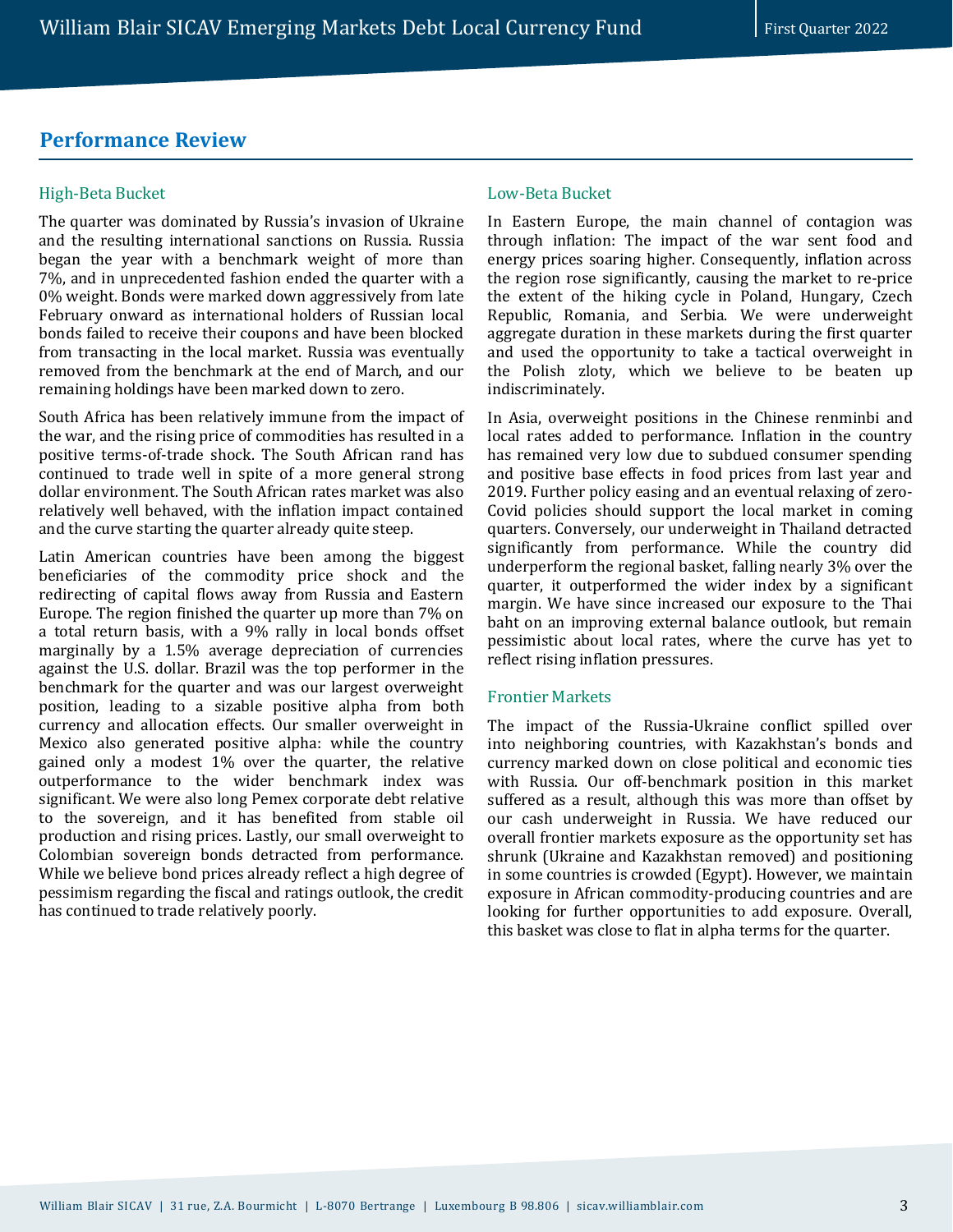## Performance Review

### High-Beta Bucket

The quarter was dominated by Russia's invasion of Ukraine and the resulting international sanctions on Russia. Russia began the year with a benchmark weight of more than 7%, and in unprecedented fashion ended the quarter with a 0% weight. Bonds were marked down aggressively from late February onward as international holders of Russian local bonds failed to receive their coupons and have been blocked from transacting in the local market. Russia was eventually removed from the benchmark at the end of March, and our remaining holdings have been marked down to zero.

South Africa has been relatively immune from the impact of the war, and the rising price of commodities has resulted in a positive terms-of-trade shock. The South African rand has continued to trade well in spite of a more general strong dollar environment. The South African rates market was also relatively well behaved, with the inflation impact contained and the curve starting the quarter already quite steep.

Latin American countries have been among the biggest beneficiaries of the commodity price shock and the redirecting of capital flows away from Russia and Eastern Europe. The region finished the quarter up more than 7% on a total return basis, with a 9% rally in local bonds offset marginally by a 1.5% average depreciation of currencies against the U.S. dollar. Brazil was the top performer in the benchmark for the quarter and was our largest overweight position, leading to a sizable positive alpha from both currency and allocation effects. Our smaller overweight in Mexico also generated positive alpha: while the country gained only a modest 1% over the quarter, the relative outperformance to the wider benchmark index was significant. We were also long Pemex corporate debt relative to the sovereign, and it has benefited from stable oil production and rising prices. Lastly, our small overweight to Colombian sovereign bonds detracted from performance. While we believe bond prices already reflect a high degree of pessimism regarding the fiscal and ratings outlook, the credit has continued to trade relatively poorly.

### Low-Beta Bucket

In Eastern Europe, the main channel of contagion was through inflation: The impact of the war sent food and energy prices soaring higher. Consequently, inflation across the region rose significantly, causing the market to re-price the extent of the hiking cycle in Poland, Hungary, Czech Republic, Romania, and Serbia. We were underweight aggregate duration in these markets during the first quarter and used the opportunity to take a tactical overweight in the Polish zloty, which we believe to be beaten up indiscriminately.

In Asia, overweight positions in the Chinese renminbi and local rates added to performance. Inflation in the country has remained very low due to subdued consumer spending and positive base effects in food prices from last year and 2019. Further policy easing and an eventual relaxing of zero-Covid policies should support the local market in coming quarters. Conversely, our underweight in Thailand detracted significantly from performance. While the country did underperform the regional basket, falling nearly 3% over the quarter, it outperformed the wider index by a significant margin. We have since increased our exposure to the Thai baht on an improving external balance outlook, but remain pessimistic about local rates, where the curve has yet to reflect rising inflation pressures.

### Frontier Markets

The impact of the Russia-Ukraine conflict spilled over into neighboring countries, with Kazakhstan's bonds and currency marked down on close political and economic ties with Russia. Our off-benchmark position in this market suffered as a result, although this was more than offset by our cash underweight in Russia. We have reduced our overall frontier markets exposure as the opportunity set has shrunk (Ukraine and Kazakhstan removed) and positioning in some countries is crowded (Egypt). However, we maintain exposure in African commodity-producing countries and are looking for further opportunities to add exposure. Overall, this basket was close to flat in alpha terms for the quarter.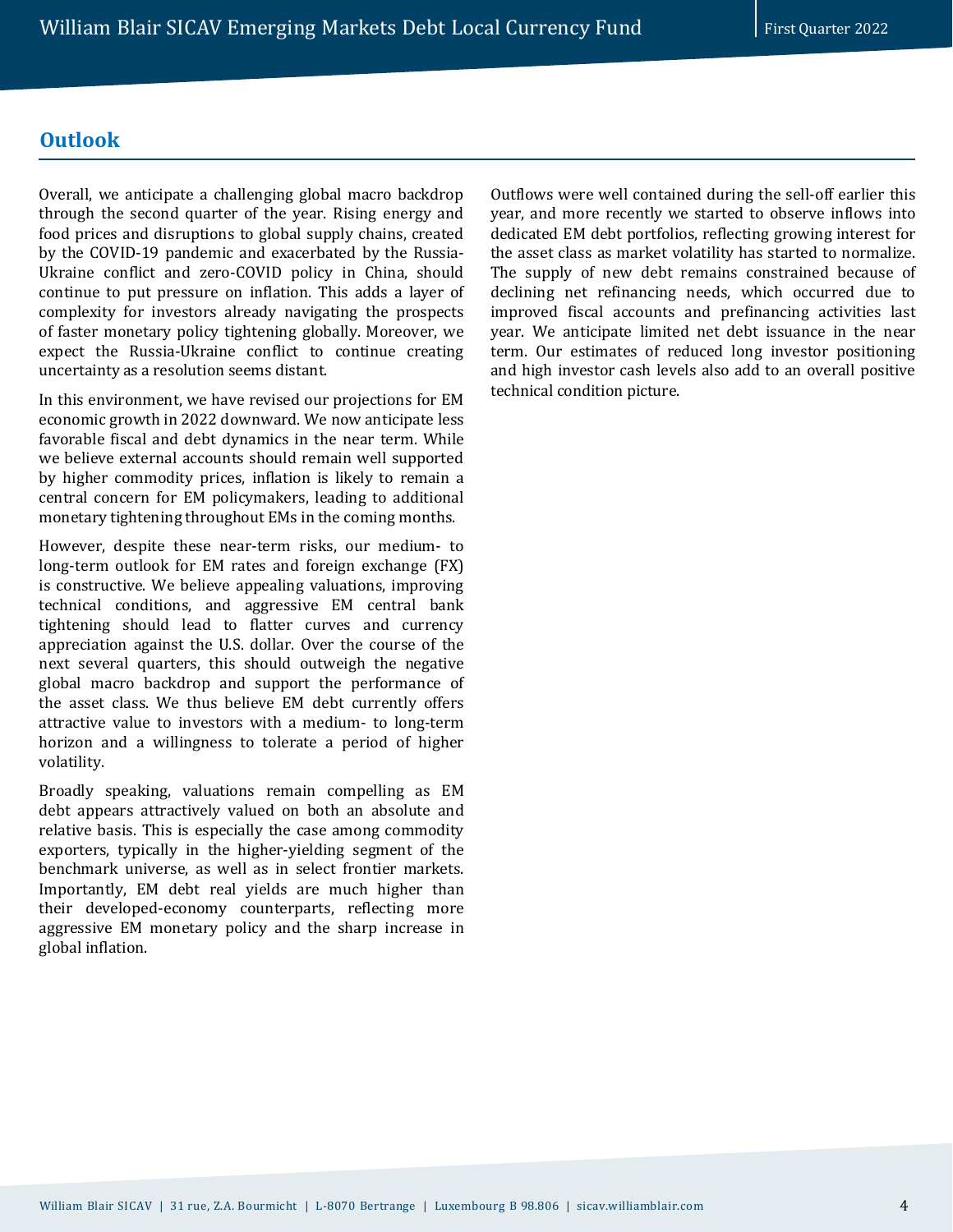## Outlook

Overall, we anticipate a challenging global macro backdrop through the second quarter of the year. Rising energy and food prices and disruptions to global supply chains, created by the COVID-19 pandemic and exacerbated by the Russia-Ukraine conflict and zero-COVID policy in China, should continue to put pressure on inflation. This adds a layer of complexity for investors already navigating the prospects of faster monetary policy tightening globally. Moreover, we expect the Russia-Ukraine conflict to continue creating uncertainty as a resolution seems distant.

In this environment, we have revised our projections for EM economic growth in 2022 downward. We now anticipate less favorable fiscal and debt dynamics in the near term. While we believe external accounts should remain well supported by higher commodity prices, inflation is likely to remain a central concern for EM policymakers, leading to additional monetary tightening throughout EMs in the coming months.

However, despite these near-term risks, our medium- to long-term outlook for EM rates and foreign exchange (FX) is constructive. We believe appealing valuations, improving technical conditions, and aggressive EM central bank tightening should lead to flatter curves and currency appreciation against the U.S. dollar. Over the course of the next several quarters, this should outweigh the negative global macro backdrop and support the performance of the asset class. We thus believe EM debt currently offers attractive value to investors with a medium- to long-term horizon and a willingness to tolerate a period of higher volatility.

Broadly speaking, valuations remain compelling as EM debt appears attractively valued on both an absolute and relative basis. This is especially the case among commodity exporters, typically in the higher-yielding segment of the benchmark universe, as well as in select frontier markets. Importantly, EM debt real yields are much higher than their developed-economy counterparts, reflecting more aggressive EM monetary policy and the sharp increase in global inflation.

Outflows were well contained during the sell-off earlier this year, and more recently we started to observe inflows into dedicated EM debt portfolios, reflecting growing interest for the asset class as market volatility has started to normalize. The supply of new debt remains constrained because of declining net refinancing needs, which occurred due to improved fiscal accounts and prefinancing activities last year. We anticipate limited net debt issuance in the near term. Our estimates of reduced long investor positioning and high investor cash levels also add to an overall positive technical condition picture.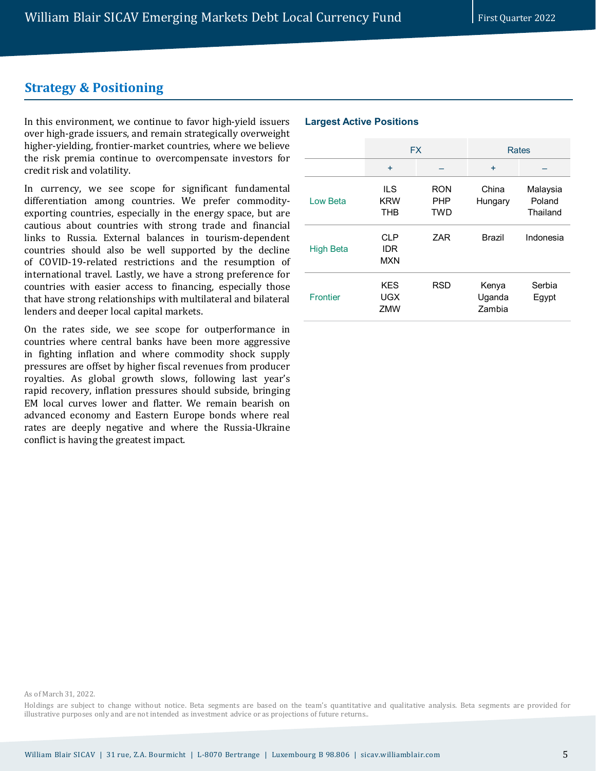## Strategy & Positioning

In this environment, we continue to favor high-yield issuers over high-grade issuers, and remain strategically overweight higher-yielding, frontier-market countries, where we believe the risk premia continue to overcompensate investors for credit risk and volatility.

In currency, we see scope for significant fundamental differentiation among countries. We prefer commodity-exporting countries, especially in the energy space, but are cautious about countries with strong trade and financial links to Russia. External balances in tourism-dependent countries should also be well supported by the decline of COVID-19-related restrictions and the resumption of international travel. Lastly, we have a strong preference for countries with easier access to financing, especially those that have strong relationships with multilateral and bilateral lenders and deeper local capital markets.

On the rates side, we see scope for outperformance in countries where central banks have been more aggressive in fighting inflation and where commodity shock supply pressures are offset by higher fiscal revenues from producer royalties. As global growth slows, following last year's rapid recovery, inflation pressures should subside, bringing EM local curves lower and flatter. We remain bearish on advanced economy and Eastern Europe bonds where real rates are deeply negative and where the Russia-Ukraine conflict is having the greatest impact.

### Largest Active Positions

| | FX | | Rates | |
|---|---|---|---|---|
| | + | – | + | – |
| Low Beta | ILS<br>KRW<br>THB | RON<br>PHP<br>TWD | China<br>Hungary | Malaysia<br>Poland<br>Thailand |
| High Beta | CLP<br>IDR<br>MXN | ZAR | Brazil | Indonesia |
| Frontier | KES<br>UGX<br>ZMW | RSD | Kenya<br>Uganda<br>Zambia | Serbia<br>Egypt |

As of March 31, 2022.

Holdings are subject to change without notice. Beta segments are based on the team's quantitative and qualitative analysis. Beta segments are provided for illustrative purposes only and are not intended as investment advice or as projections of future returns..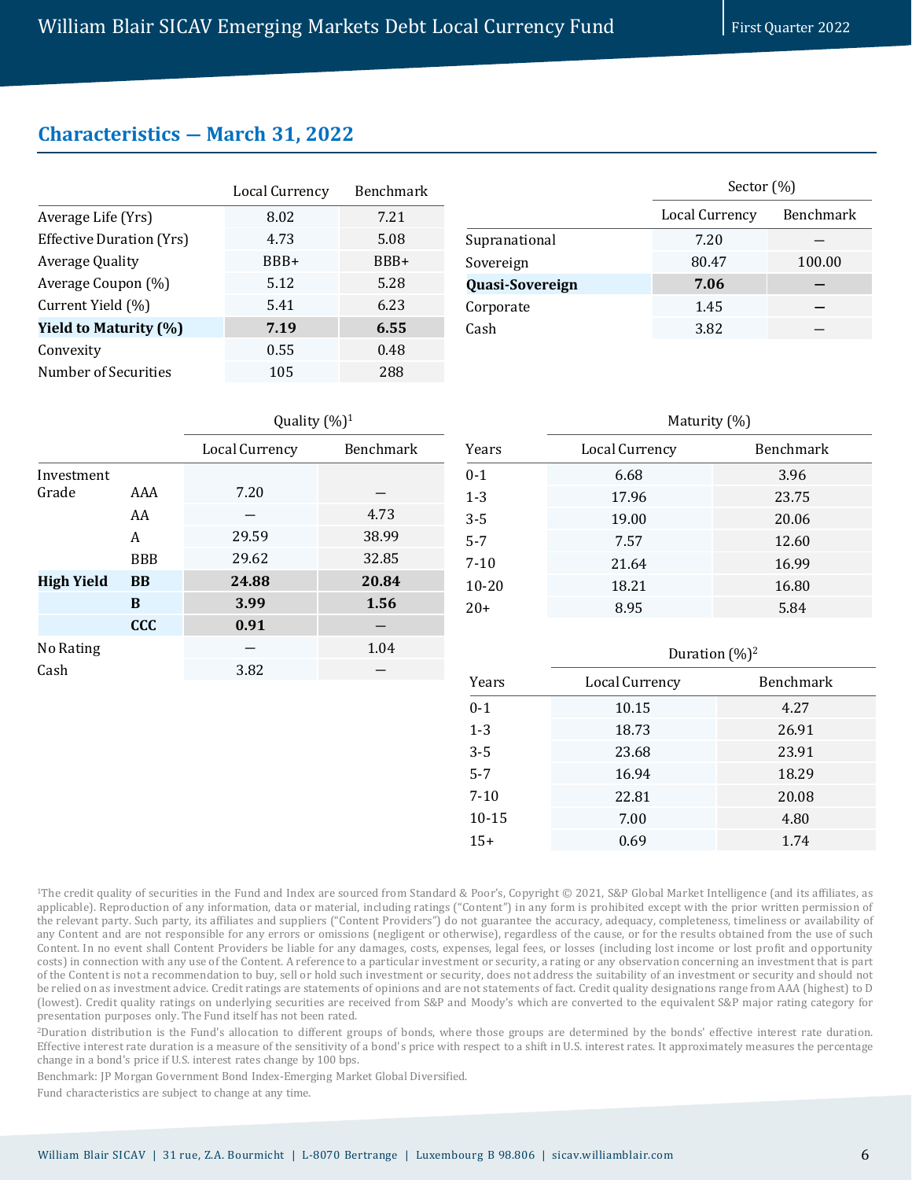## Characteristics — March 31, 2022

| | Local Currency | Benchmark |
|---|---|---|
| Average Life (Yrs) | 8.02 | 7.21 |
| Effective Duration (Yrs) | 4.73 | 5.08 |
| Average Quality | BBB+ | BBB+ |
| Average Coupon (%) | 5.12 | 5.28 |
| Current Yield (%) | 5.41 | 6.23 |
| **Yield to Maturity (%)** | **7.19** | **6.55** |
| Convexity | 0.55 | 0.48 |
| Number of Securities | 105 | 288 |

| | Sector (%) | |
|---|---|---|
| | Local Currency | Benchmark |
| Supranational | 7.20 | — |
| Sovereign | 80.47 | 100.00 |
| **Quasi-Sovereign** | **7.06** | **—** |
| Corporate | 1.45 | — |
| Cash | 3.82 | — |

| | | Quality (%)[1] | |
|---|---|---|---|
| | | Local Currency | Benchmark |
| Investment Grade | AAA | 7.20 | — |
| | AA | — | 4.73 |
| | A | 29.59 | 38.99 |
| | BBB | 29.62 | 32.85 |
| **High Yield** | **BB** | **24.88** | **20.84** |
| | **B** | **3.99** | **1.56** |
| | **CCC** | **0.91** | **—** |
| No Rating | | — | 1.04 |
| Cash | | 3.82 | — |

| | Maturity (%) | |
|---|---|---|
| Years | Local Currency | Benchmark |
| 0-1 | 6.68 | 3.96 |
| 1-3 | 17.96 | 23.75 |
| 3-5 | 19.00 | 20.06 |
| 5-7 | 7.57 | 12.60 |
| 7-10 | 21.64 | 16.99 |
| 10-20 | 18.21 | 16.80 |
| 20+ | 8.95 | 5.84 |

| | Duration (%)[2] | |
|---|---|---|
| Years | Local Currency | Benchmark |
| 0-1 | 10.15 | 4.27 |
| 1-3 | 18.73 | 26.91 |
| 3-5 | 23.68 | 23.91 |
| 5-7 | 16.94 | 18.29 |
| 7-10 | 22.81 | 20.08 |
| 10-15 | 7.00 | 4.80 |
| 15+ | 0.69 | 1.74 |

[1]The credit quality of securities in the Fund and Index are sourced from Standard & Poor's, Copyright © 2021, S&P Global Market Intelligence (and its affiliates, as applicable). Reproduction of any information, data or material, including ratings ("Content") in any form is prohibited except with the prior written permission of the relevant party. Such party, its affiliates and suppliers ("Content Providers") do not guarantee the accuracy, adequacy, completeness, timeliness or availability of any Content and are not responsible for any errors or omissions (negligent or otherwise), regardless of the cause, or for the results obtained from the use of such Content. In no event shall Content Providers be liable for any damages, costs, expenses, legal fees, or losses (including lost income or lost profit and opportunity costs) in connection with any use of the Content. A reference to a particular investment or security, a rating or any observation concerning an investment that is part of the Content is not a recommendation to buy, sell or hold such investment or security, does not address the suitability of an investment or security and should not be relied on as investment advice. Credit ratings are statements of opinions and are not statements of fact. Credit quality designations range from AAA (highest) to D (lowest). Credit quality ratings on underlying securities are received from S&P and Moody's which are converted to the equivalent S&P major rating category for presentation purposes only. The Fund itself has not been rated.

[2]Duration distribution is the Fund's allocation to different groups of bonds, where those groups are determined by the bonds' effective interest rate duration. Effective interest rate duration is a measure of the sensitivity of a bond's price with respect to a shift in U.S. interest rates. It approximately measures the percentage change in a bond's price if U.S. interest rates change by 100 bps.

Benchmark: JP Morgan Government Bond Index-Emerging Market Global Diversified.

Fund characteristics are subject to change at any time.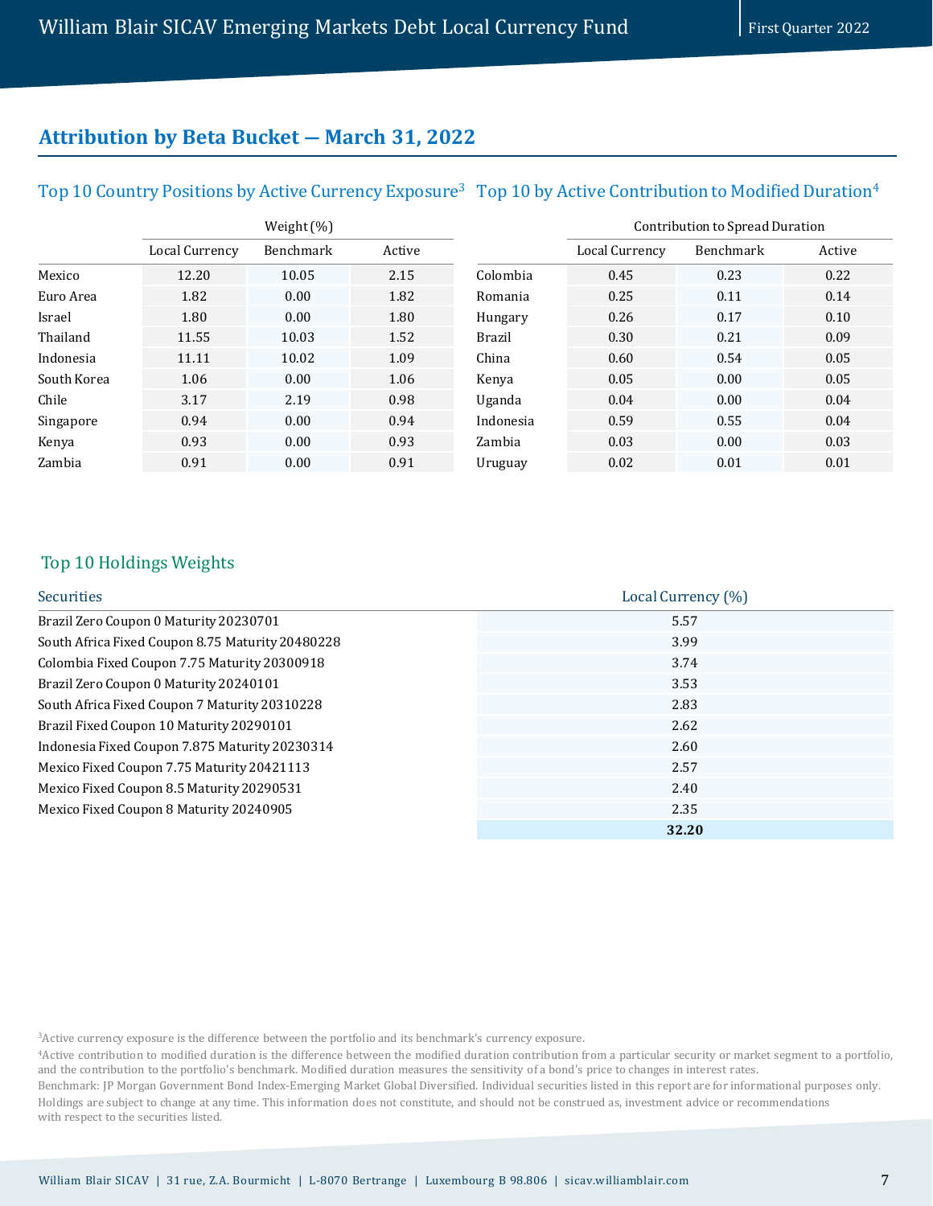## Attribution by Beta Bucket — March 31, 2022

### Top 10 Country Positions by Active Currency Exposure[3]

| | Weight (%) | | |
|---|---|---|---|
| | Local Currency | Benchmark | Active |
| Mexico | 12.20 | 10.05 | 2.15 |
| Euro Area | 1.82 | 0.00 | 1.82 |
| Israel | 1.80 | 0.00 | 1.80 |
| Thailand | 11.55 | 10.03 | 1.52 |
| Indonesia | 11.11 | 10.02 | 1.09 |
| South Korea | 1.06 | 0.00 | 1.06 |
| Chile | 3.17 | 2.19 | 0.98 |
| Singapore | 0.94 | 0.00 | 0.94 |
| Kenya | 0.93 | 0.00 | 0.93 |
| Zambia | 0.91 | 0.00 | 0.91 |

### Top 10 by Active Contribution to Modified Duration[4]

| | Contribution to Spread Duration | | |
|---|---|---|---|
| | Local Currency | Benchmark | Active |
| Colombia | 0.45 | 0.23 | 0.22 |
| Romania | 0.25 | 0.11 | 0.14 |
| Hungary | 0.26 | 0.17 | 0.10 |
| Brazil | 0.30 | 0.21 | 0.09 |
| China | 0.60 | 0.54 | 0.05 |
| Kenya | 0.05 | 0.00 | 0.05 |
| Uganda | 0.04 | 0.00 | 0.04 |
| Indonesia | 0.59 | 0.55 | 0.04 |
| Zambia | 0.03 | 0.00 | 0.03 |
| Uruguay | 0.02 | 0.01 | 0.01 |

### Top 10 Holdings Weights

| Securities | Local Currency (%) |
|---|---|
| Brazil Zero Coupon 0 Maturity 20230701 | 5.57 |
| South Africa Fixed Coupon 8.75 Maturity 20480228 | 3.99 |
| Colombia Fixed Coupon 7.75 Maturity 20300918 | 3.74 |
| Brazil Zero Coupon 0 Maturity 20240101 | 3.53 |
| South Africa Fixed Coupon 7 Maturity 20310228 | 2.83 |
| Brazil Fixed Coupon 10 Maturity 20290101 | 2.62 |
| Indonesia Fixed Coupon 7.875 Maturity 20230314 | 2.60 |
| Mexico Fixed Coupon 7.75 Maturity 20421113 | 2.57 |
| Mexico Fixed Coupon 8.5 Maturity 20290531 | 2.40 |
| Mexico Fixed Coupon 8 Maturity 20240905 | 2.35 |
| | **32.20** |

[3]Active currency exposure is the difference between the portfolio and its benchmark's currency exposure.

[4]Active contribution to modified duration is the difference between the modified duration contribution from a particular security or market segment to a portfolio, and the contribution to the portfolio's benchmark. Modified duration measures the sensitivity of a bond's price to changes in interest rates.

Benchmark: JP Morgan Government Bond Index-Emerging Market Global Diversified. Individual securities listed in this report are for informational purposes only. Holdings are subject to change at any time. This information does not constitute, and should not be construed as, investment advice or recommendations with respect to the securities listed.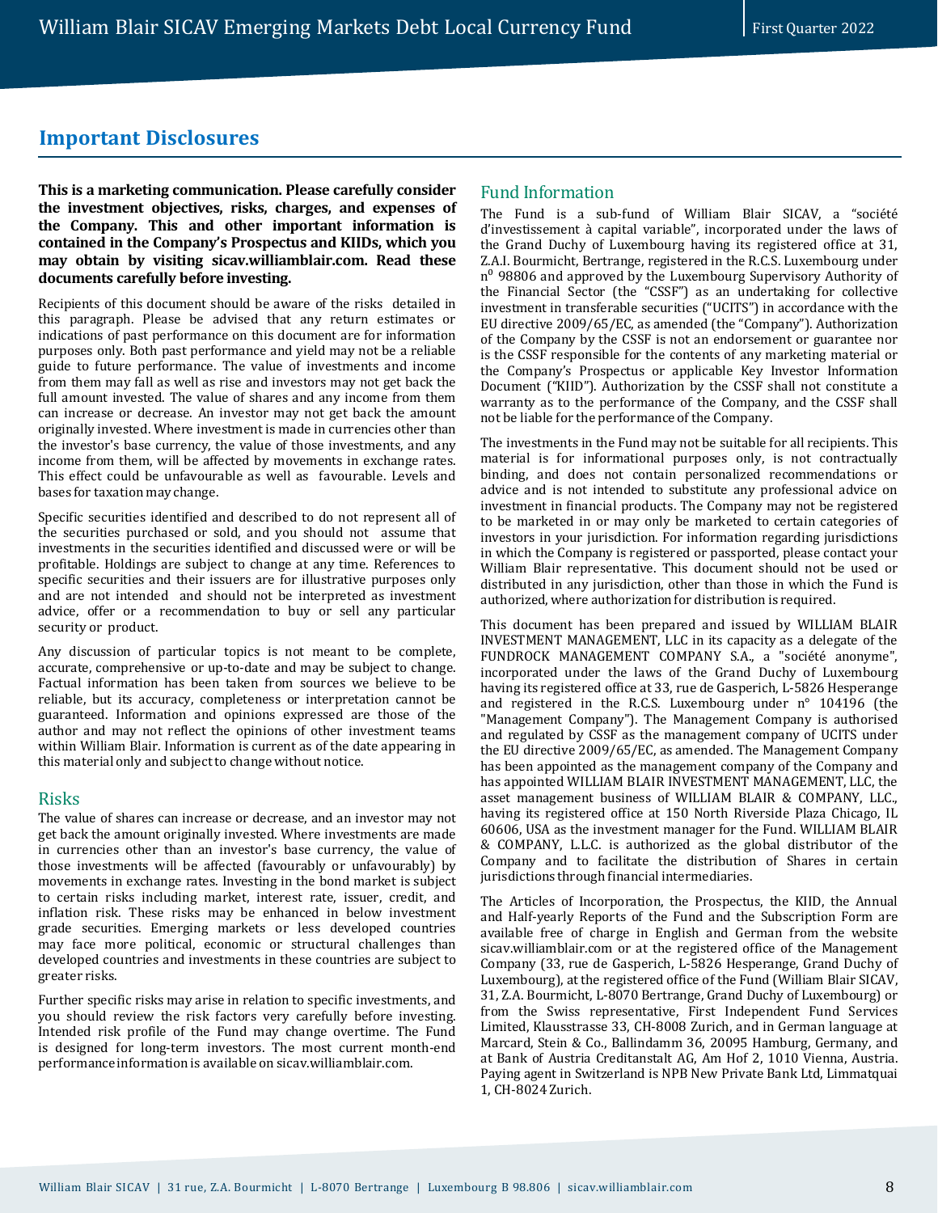## Important Disclosures

**This is a marketing communication. Please carefully consider the investment objectives, risks, charges, and expenses of the Company. This and other important information is contained in the Company's Prospectus and KIIDs, which you may obtain by visiting sicav.williamblair.com. Read these documents carefully before investing.**

Recipients of this document should be aware of the risks detailed in this paragraph. Please be advised that any return estimates or indications of past performance on this document are for information purposes only. Both past performance and yield may not be a reliable guide to future performance. The value of investments and income from them may fall as well as rise and investors may not get back the full amount invested. The value of shares and any income from them can increase or decrease. An investor may not get back the amount originally invested. Where investment is made in currencies other than the investor's base currency, the value of those investments, and any income from them, will be affected by movements in exchange rates. This effect could be unfavourable as well as favourable. Levels and bases for taxation may change.

Specific securities identified and described to do not represent all of the securities purchased or sold, and you should not assume that investments in the securities identified and discussed were or will be profitable. Holdings are subject to change at any time. References to specific securities and their issuers are for illustrative purposes only and are not intended and should not be interpreted as investment advice, offer or a recommendation to buy or sell any particular security or product.

Any discussion of particular topics is not meant to be complete, accurate, comprehensive or up-to-date and may be subject to change. Factual information has been taken from sources we believe to be reliable, but its accuracy, completeness or interpretation cannot be guaranteed. Information and opinions expressed are those of the author and may not reflect the opinions of other investment teams within William Blair. Information is current as of the date appearing in this material only and subject to change without notice.

### Risks

The value of shares can increase or decrease, and an investor may not get back the amount originally invested. Where investments are made in currencies other than an investor's base currency, the value of those investments will be affected (favourably or unfavourably) by movements in exchange rates. Investing in the bond market is subject to certain risks including market, interest rate, issuer, credit, and inflation risk. These risks may be enhanced in below investment grade securities. Emerging markets or less developed countries may face more political, economic or structural challenges than developed countries and investments in these countries are subject to greater risks.

Further specific risks may arise in relation to specific investments, and you should review the risk factors very carefully before investing. Intended risk profile of the Fund may change overtime. The Fund is designed for long-term investors. The most current month-end performance information is available on sicav.williamblair.com.

### Fund Information

The Fund is a sub-fund of William Blair SICAV, a "société d'investissement à capital variable", incorporated under the laws of the Grand Duchy of Luxembourg having its registered office at 31, Z.A.I. Bourmicht, Bertrange, registered in the R.C.S. Luxembourg under n° 98806 and approved by the Luxembourg Supervisory Authority of the Financial Sector (the "CSSF") as an undertaking for collective investment in transferable securities ("UCITS") in accordance with the EU directive 2009/65/EC, as amended (the "Company"). Authorization of the Company by the CSSF is not an endorsement or guarantee nor is the CSSF responsible for the contents of any marketing material or the Company's Prospectus or applicable Key Investor Information Document ("KIID"). Authorization by the CSSF shall not constitute a warranty as to the performance of the Company, and the CSSF shall not be liable for the performance of the Company.

The investments in the Fund may not be suitable for all recipients. This material is for informational purposes only, is not contractually binding, and does not contain personalized recommendations or advice and is not intended to substitute any professional advice on investment in financial products. The Company may not be registered to be marketed in or may only be marketed to certain categories of investors in your jurisdiction. For information regarding jurisdictions in which the Company is registered or passported, please contact your William Blair representative. This document should not be used or distributed in any jurisdiction, other than those in which the Fund is authorized, where authorization for distribution is required.

This document has been prepared and issued by WILLIAM BLAIR INVESTMENT MANAGEMENT, LLC in its capacity as a delegate of the FUNDROCK MANAGEMENT COMPANY S.A., a "société anonyme", incorporated under the laws of the Grand Duchy of Luxembourg having its registered office at 33, rue de Gasperich, L-5826 Hesperange and registered in the R.C.S. Luxembourg under n° 104196 (the "Management Company"). The Management Company is authorised and regulated by CSSF as the management company of UCITS under the EU directive 2009/65/EC, as amended. The Management Company has been appointed as the management company of the Company and has appointed WILLIAM BLAIR INVESTMENT MANAGEMENT, LLC, the asset management business of WILLIAM BLAIR & COMPANY, LLC., having its registered office at 150 North Riverside Plaza Chicago, IL 60606, USA as the investment manager for the Fund. WILLIAM BLAIR & COMPANY, L.L.C. is authorized as the global distributor of the Company and to facilitate the distribution of Shares in certain jurisdictions through financial intermediaries.

The Articles of Incorporation, the Prospectus, the KIID, the Annual and Half-yearly Reports of the Fund and the Subscription Form are available free of charge in English and German from the website sicav.williamblair.com or at the registered office of the Management Company (33, rue de Gasperich, L-5826 Hesperange, Grand Duchy of Luxembourg), at the registered office of the Fund (William Blair SICAV, 31, Z.A. Bourmicht, L-8070 Bertrange, Grand Duchy of Luxembourg) or from the Swiss representative, First Independent Fund Services Limited, Klausstrasse 33, CH-8008 Zurich, and in German language at Marcard, Stein & Co., Ballindamm 36, 20095 Hamburg, Germany, and at Bank of Austria Creditanstalt AG, Am Hof 2, 1010 Vienna, Austria. Paying agent in Switzerland is NPB New Private Bank Ltd, Limmatquai 1, CH-8024 Zurich.